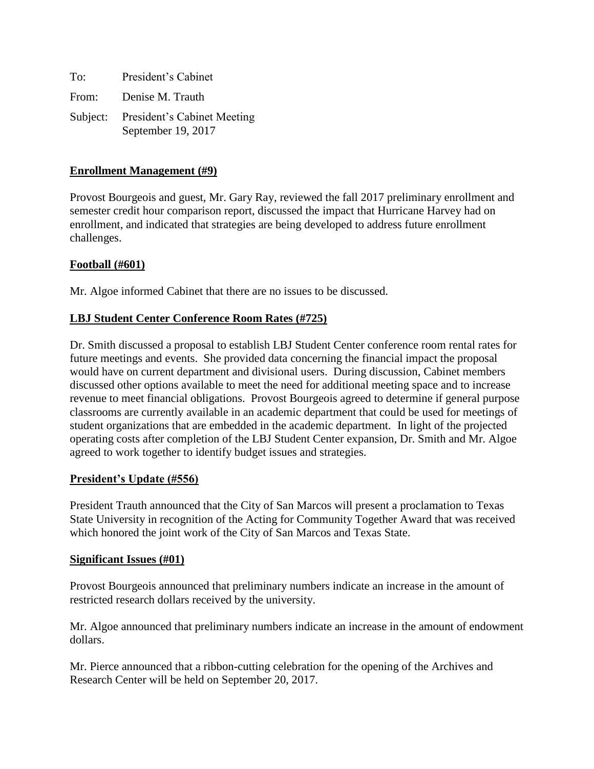To: President's Cabinet

From: Denise M. Trauth

Subject: President's Cabinet Meeting
September 19, 2017

**Enrollment Management (#9)**

Provost Bourgeois and guest, Mr. Gary Ray, reviewed the fall 2017 preliminary enrollment and semester credit hour comparison report, discussed the impact that Hurricane Harvey had on enrollment, and indicated that strategies are being developed to address future enrollment challenges.

**Football (#601)**

Mr. Algoe informed Cabinet that there are no issues to be discussed.

**LBJ Student Center Conference Room Rates (#725)**

Dr. Smith discussed a proposal to establish LBJ Student Center conference room rental rates for future meetings and events. She provided data concerning the financial impact the proposal would have on current department and divisional users. During discussion, Cabinet members discussed other options available to meet the need for additional meeting space and to increase revenue to meet financial obligations. Provost Bourgeois agreed to determine if general purpose classrooms are currently available in an academic department that could be used for meetings of student organizations that are embedded in the academic department. In light of the projected operating costs after completion of the LBJ Student Center expansion, Dr. Smith and Mr. Algoe agreed to work together to identify budget issues and strategies.

**President's Update (#556)**

President Trauth announced that the City of San Marcos will present a proclamation to Texas State University in recognition of the Acting for Community Together Award that was received which honored the joint work of the City of San Marcos and Texas State.

**Significant Issues (#01)**

Provost Bourgeois announced that preliminary numbers indicate an increase in the amount of restricted research dollars received by the university.

Mr. Algoe announced that preliminary numbers indicate an increase in the amount of endowment dollars.

Mr. Pierce announced that a ribbon-cutting celebration for the opening of the Archives and Research Center will be held on September 20, 2017.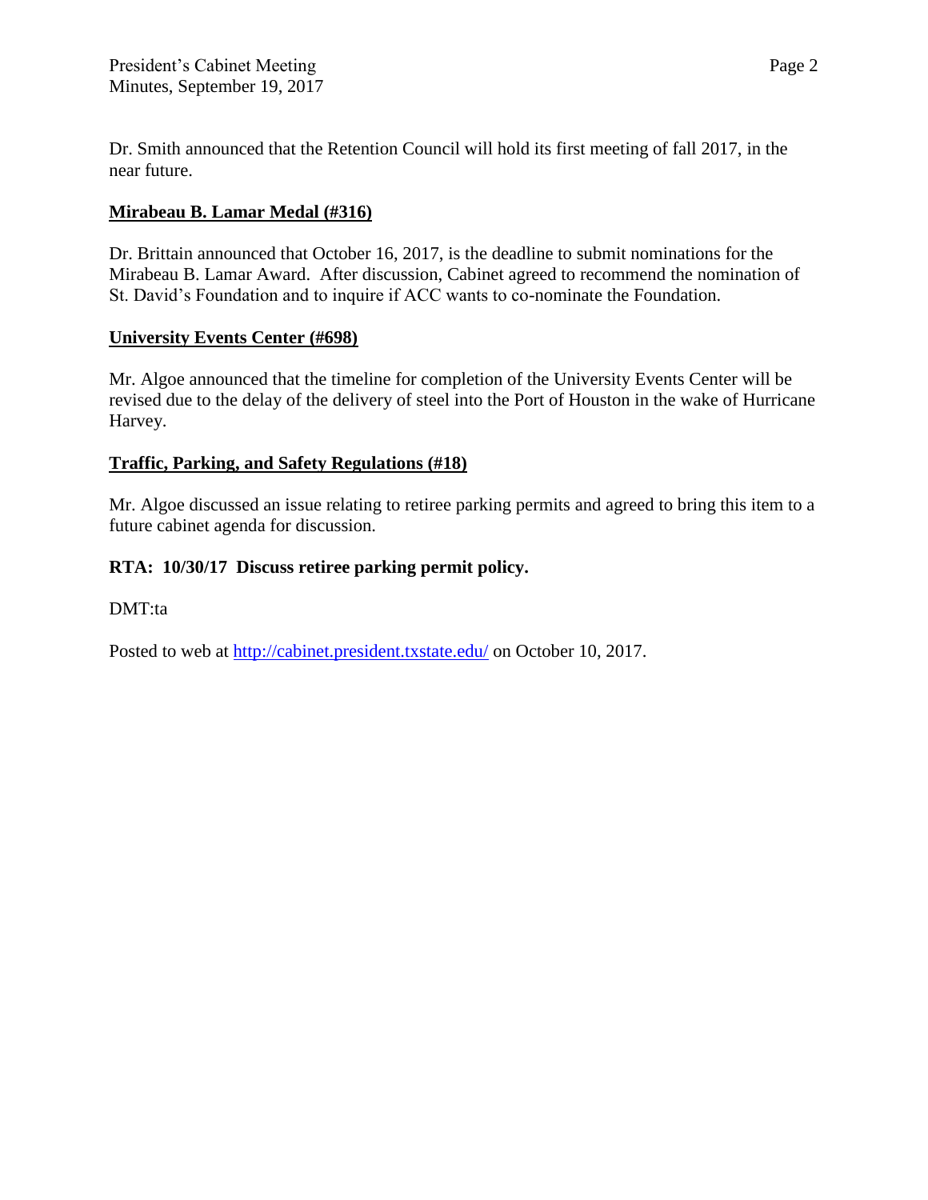Dr. Smith announced that the Retention Council will hold its first meeting of fall 2017, in the near future.

**Mirabeau B. Lamar Medal (#316)**

Dr. Brittain announced that October 16, 2017, is the deadline to submit nominations for the Mirabeau B. Lamar Award. After discussion, Cabinet agreed to recommend the nomination of St. David's Foundation and to inquire if ACC wants to co-nominate the Foundation.

**University Events Center (#698)**

Mr. Algoe announced that the timeline for completion of the University Events Center will be revised due to the delay of the delivery of steel into the Port of Houston in the wake of Hurricane Harvey.

**Traffic, Parking, and Safety Regulations (#18)**

Mr. Algoe discussed an issue relating to retiree parking permits and agreed to bring this item to a future cabinet agenda for discussion.

**RTA: 10/30/17 Discuss retiree parking permit policy.**

DMT:ta

Posted to web at http://cabinet.president.txstate.edu/ on October 10, 2017.